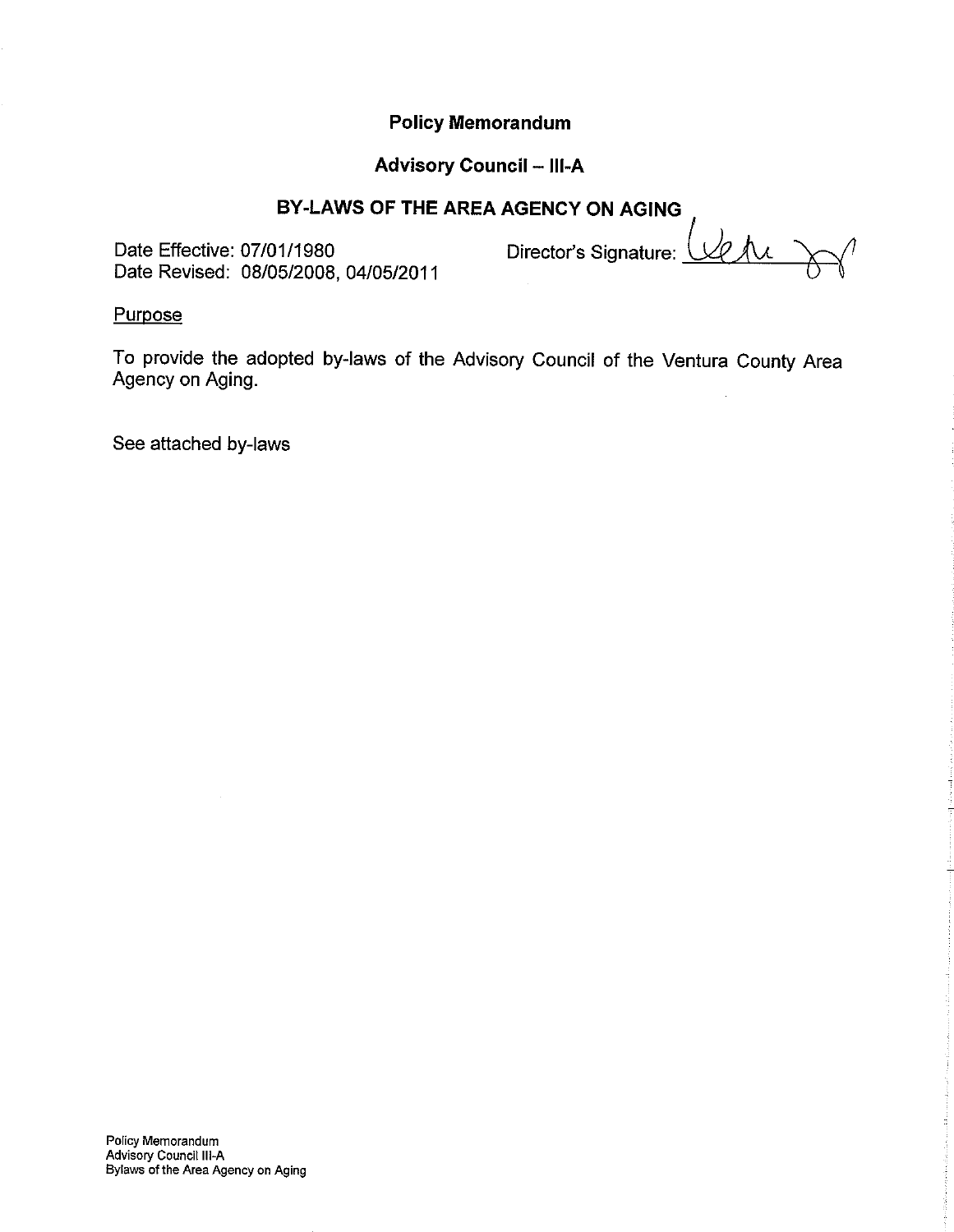**Policy Memorandum**

**Advisory Council – III-A**

**BY-LAWS OF THE AREA AGENCY ON AGING**

Date Effective: 07/01/1980
Date Revised: 08/05/2008, 04/05/2011

Director's Signature: 

Purpose

To provide the adopted by-laws of the Advisory Council of the Ventura County Area Agency on Aging.

See attached by-laws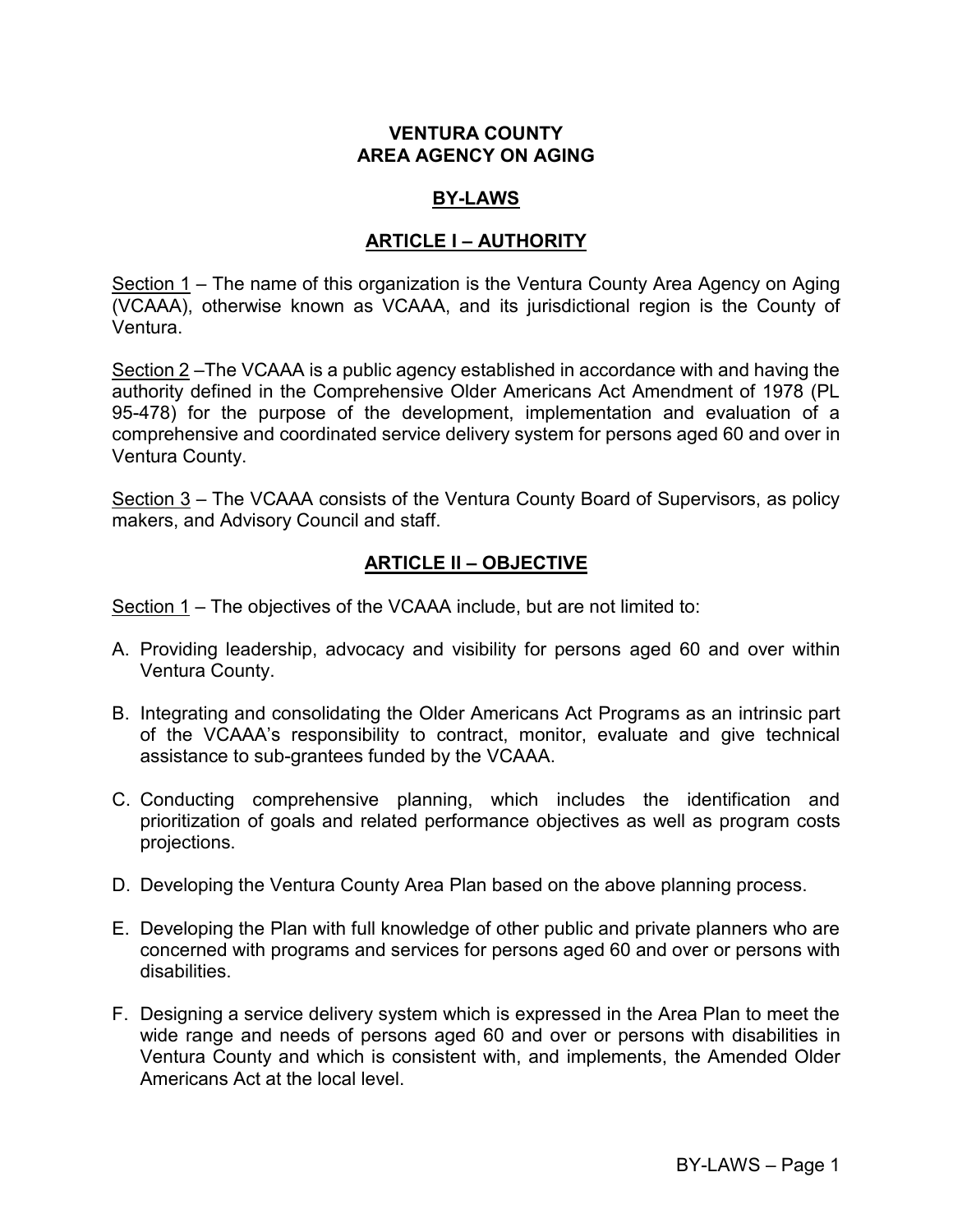**VENTURA COUNTY**
**AREA AGENCY ON AGING**

# BY-LAWS

## ARTICLE I – AUTHORITY

Section 1 – The name of this organization is the Ventura County Area Agency on Aging (VCAAA), otherwise known as VCAAA, and its jurisdictional region is the County of Ventura.

Section 2 –The VCAAA is a public agency established in accordance with and having the authority defined in the Comprehensive Older Americans Act Amendment of 1978 (PL 95-478) for the purpose of the development, implementation and evaluation of a comprehensive and coordinated service delivery system for persons aged 60 and over in Ventura County.

Section 3 – The VCAAA consists of the Ventura County Board of Supervisors, as policy makers, and Advisory Council and staff.

## ARTICLE II – OBJECTIVE

Section 1 – The objectives of the VCAAA include, but are not limited to:

A. Providing leadership, advocacy and visibility for persons aged 60 and over within Ventura County.

B. Integrating and consolidating the Older Americans Act Programs as an intrinsic part of the VCAAA's responsibility to contract, monitor, evaluate and give technical assistance to sub-grantees funded by the VCAAA.

C. Conducting comprehensive planning, which includes the identification and prioritization of goals and related performance objectives as well as program costs projections.

D. Developing the Ventura County Area Plan based on the above planning process.

E. Developing the Plan with full knowledge of other public and private planners who are concerned with programs and services for persons aged 60 and over or persons with disabilities.

F. Designing a service delivery system which is expressed in the Area Plan to meet the wide range and needs of persons aged 60 and over or persons with disabilities in Ventura County and which is consistent with, and implements, the Amended Older Americans Act at the local level.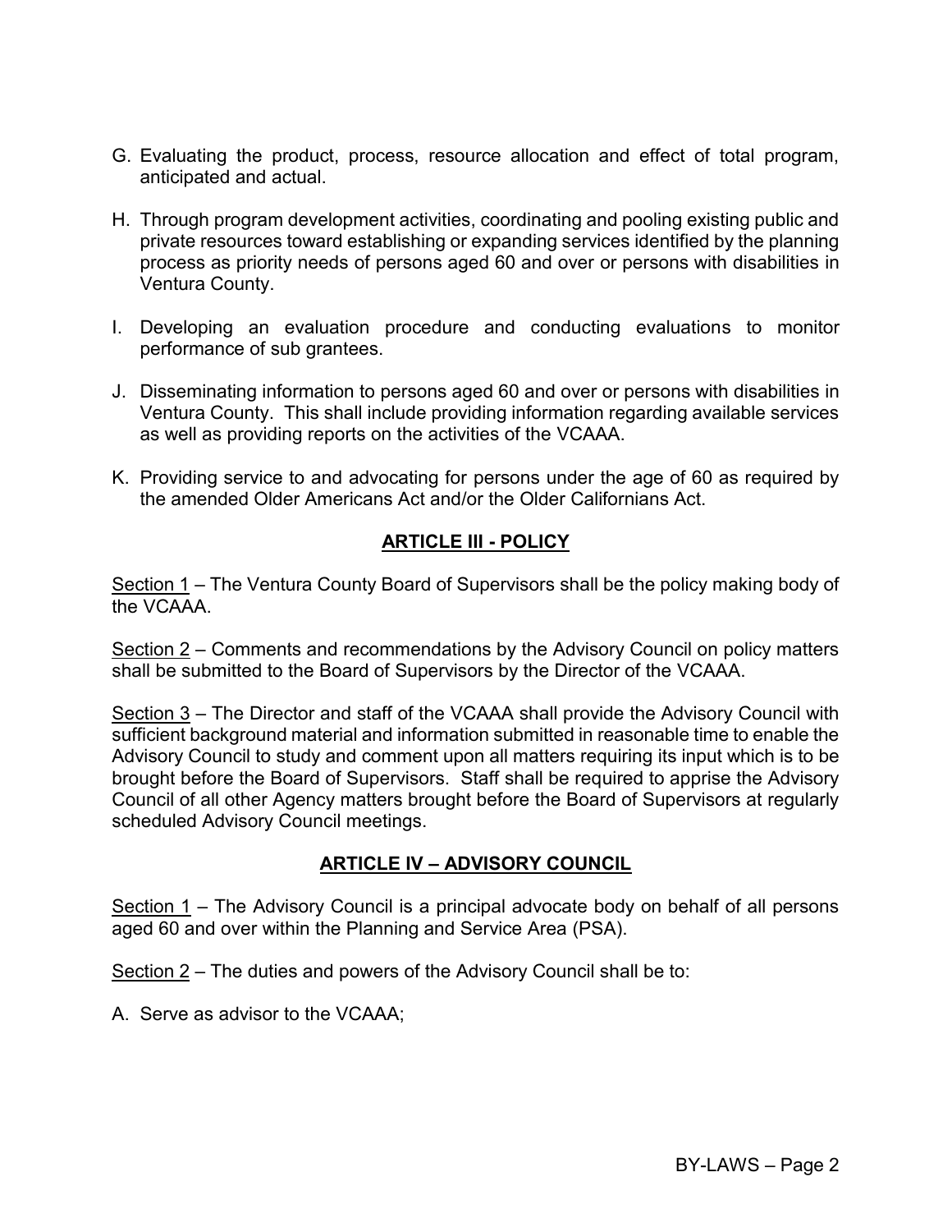G. Evaluating the product, process, resource allocation and effect of total program, anticipated and actual.

H. Through program development activities, coordinating and pooling existing public and private resources toward establishing or expanding services identified by the planning process as priority needs of persons aged 60 and over or persons with disabilities in Ventura County.

I. Developing an evaluation procedure and conducting evaluations to monitor performance of sub grantees.

J. Disseminating information to persons aged 60 and over or persons with disabilities in Ventura County. This shall include providing information regarding available services as well as providing reports on the activities of the VCAAA.

K. Providing service to and advocating for persons under the age of 60 as required by the amended Older Americans Act and/or the Older Californians Act.

## ARTICLE III - POLICY

Section 1 – The Ventura County Board of Supervisors shall be the policy making body of the VCAAA.

Section 2 – Comments and recommendations by the Advisory Council on policy matters shall be submitted to the Board of Supervisors by the Director of the VCAAA.

Section 3 – The Director and staff of the VCAAA shall provide the Advisory Council with sufficient background material and information submitted in reasonable time to enable the Advisory Council to study and comment upon all matters requiring its input which is to be brought before the Board of Supervisors. Staff shall be required to apprise the Advisory Council of all other Agency matters brought before the Board of Supervisors at regularly scheduled Advisory Council meetings.

## ARTICLE IV – ADVISORY COUNCIL

Section 1 – The Advisory Council is a principal advocate body on behalf of all persons aged 60 and over within the Planning and Service Area (PSA).

Section 2 – The duties and powers of the Advisory Council shall be to:

A. Serve as advisor to the VCAAA;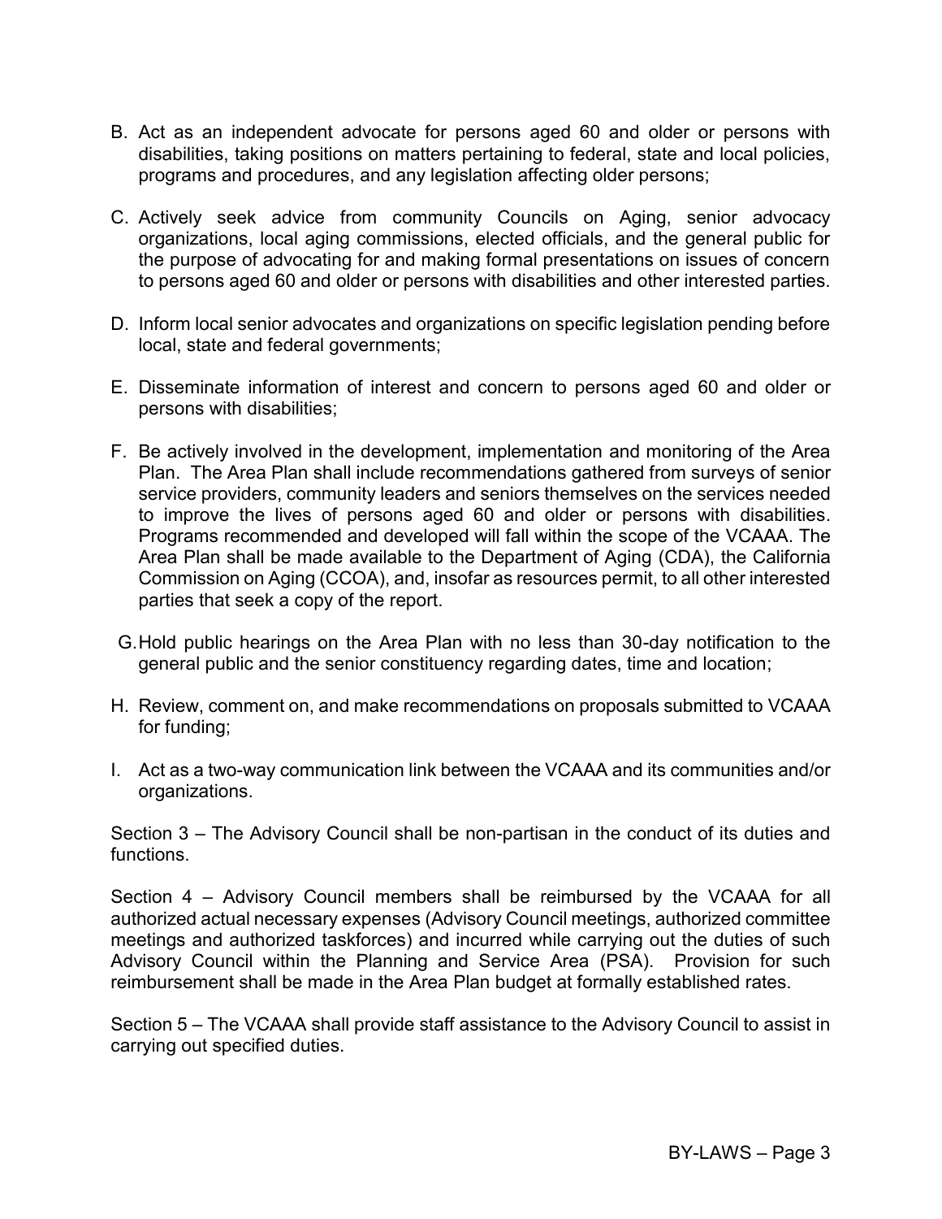B. Act as an independent advocate for persons aged 60 and older or persons with disabilities, taking positions on matters pertaining to federal, state and local policies, programs and procedures, and any legislation affecting older persons;

C. Actively seek advice from community Councils on Aging, senior advocacy organizations, local aging commissions, elected officials, and the general public for the purpose of advocating for and making formal presentations on issues of concern to persons aged 60 and older or persons with disabilities and other interested parties.

D. Inform local senior advocates and organizations on specific legislation pending before local, state and federal governments;

E. Disseminate information of interest and concern to persons aged 60 and older or persons with disabilities;

F. Be actively involved in the development, implementation and monitoring of the Area Plan. The Area Plan shall include recommendations gathered from surveys of senior service providers, community leaders and seniors themselves on the services needed to improve the lives of persons aged 60 and older or persons with disabilities. Programs recommended and developed will fall within the scope of the VCAAA. The Area Plan shall be made available to the Department of Aging (CDA), the California Commission on Aging (CCOA), and, insofar as resources permit, to all other interested parties that seek a copy of the report.

G. Hold public hearings on the Area Plan with no less than 30-day notification to the general public and the senior constituency regarding dates, time and location;

H. Review, comment on, and make recommendations on proposals submitted to VCAAA for funding;

I. Act as a two-way communication link between the VCAAA and its communities and/or organizations.

Section 3 – The Advisory Council shall be non-partisan in the conduct of its duties and functions.

Section 4 – Advisory Council members shall be reimbursed by the VCAAA for all authorized actual necessary expenses (Advisory Council meetings, authorized committee meetings and authorized taskforces) and incurred while carrying out the duties of such Advisory Council within the Planning and Service Area (PSA). Provision for such reimbursement shall be made in the Area Plan budget at formally established rates.

Section 5 – The VCAAA shall provide staff assistance to the Advisory Council to assist in carrying out specified duties.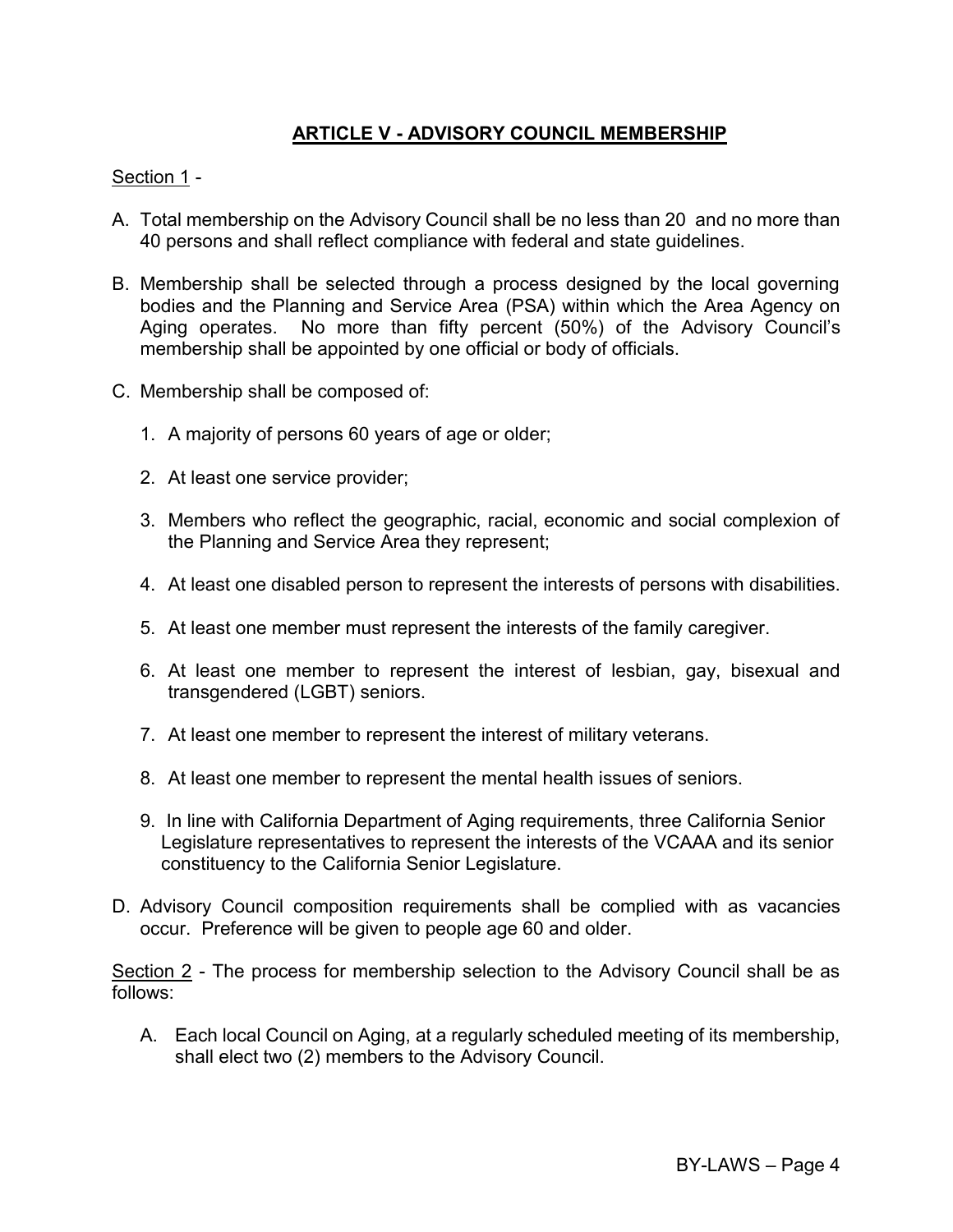## ARTICLE V - ADVISORY COUNCIL MEMBERSHIP

Section 1 -

A. Total membership on the Advisory Council shall be no less than 20 and no more than 40 persons and shall reflect compliance with federal and state guidelines.

B. Membership shall be selected through a process designed by the local governing bodies and the Planning and Service Area (PSA) within which the Area Agency on Aging operates. No more than fifty percent (50%) of the Advisory Council's membership shall be appointed by one official or body of officials.

C. Membership shall be composed of:

   1. A majority of persons 60 years of age or older;

   2. At least one service provider;

   3. Members who reflect the geographic, racial, economic and social complexion of the Planning and Service Area they represent;

   4. At least one disabled person to represent the interests of persons with disabilities.

   5. At least one member must represent the interests of the family caregiver.

   6. At least one member to represent the interest of lesbian, gay, bisexual and transgendered (LGBT) seniors.

   7. At least one member to represent the interest of military veterans.

   8. At least one member to represent the mental health issues of seniors.

   9. In line with California Department of Aging requirements, three California Senior Legislature representatives to represent the interests of the VCAAA and its senior constituency to the California Senior Legislature.

D. Advisory Council composition requirements shall be complied with as vacancies occur. Preference will be given to people age 60 and older.

Section 2 - The process for membership selection to the Advisory Council shall be as follows:

A. Each local Council on Aging, at a regularly scheduled meeting of its membership, shall elect two (2) members to the Advisory Council.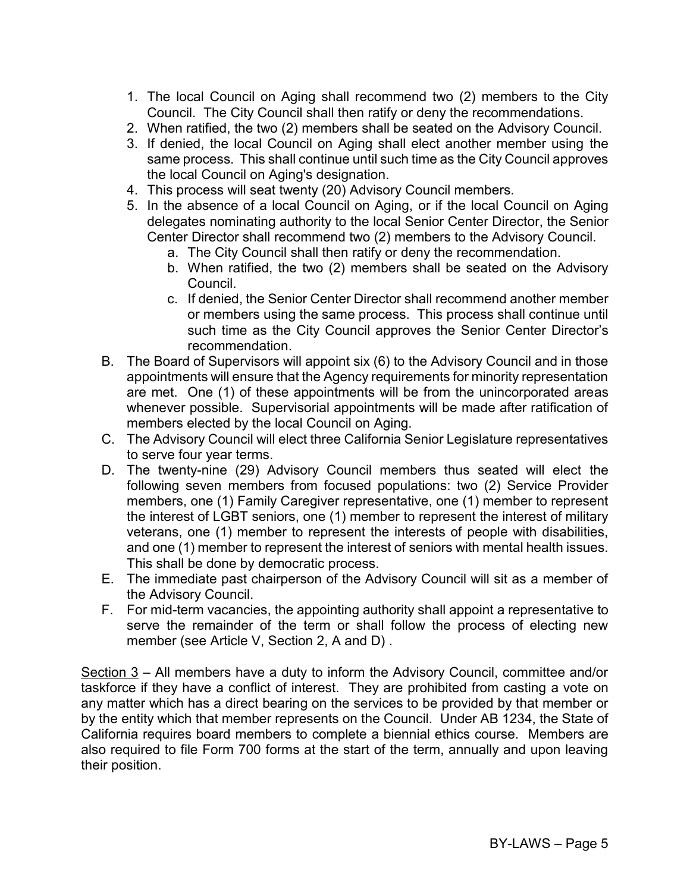1. The local Council on Aging shall recommend two (2) members to the City Council. The City Council shall then ratify or deny the recommendations.
2. When ratified, the two (2) members shall be seated on the Advisory Council.
3. If denied, the local Council on Aging shall elect another member using the same process. This shall continue until such time as the City Council approves the local Council on Aging's designation.
4. This process will seat twenty (20) Advisory Council members.
5. In the absence of a local Council on Aging, or if the local Council on Aging delegates nominating authority to the local Senior Center Director, the Senior Center Director shall recommend two (2) members to the Advisory Council.
   a. The City Council shall then ratify or deny the recommendation.
   b. When ratified, the two (2) members shall be seated on the Advisory Council.
   c. If denied, the Senior Center Director shall recommend another member or members using the same process. This process shall continue until such time as the City Council approves the Senior Center Director's recommendation.

B. The Board of Supervisors will appoint six (6) to the Advisory Council and in those appointments will ensure that the Agency requirements for minority representation are met. One (1) of these appointments will be from the unincorporated areas whenever possible. Supervisorial appointments will be made after ratification of members elected by the local Council on Aging.

C. The Advisory Council will elect three California Senior Legislature representatives to serve four year terms.

D. The twenty-nine (29) Advisory Council members thus seated will elect the following seven members from focused populations: two (2) Service Provider members, one (1) Family Caregiver representative, one (1) member to represent the interest of LGBT seniors, one (1) member to represent the interest of military veterans, one (1) member to represent the interests of people with disabilities, and one (1) member to represent the interest of seniors with mental health issues. This shall be done by democratic process.

E. The immediate past chairperson of the Advisory Council will sit as a member of the Advisory Council.

F. For mid-term vacancies, the appointing authority shall appoint a representative to serve the remainder of the term or shall follow the process of electing new member (see Article V, Section 2, A and D) .

<u>Section 3</u> – All members have a duty to inform the Advisory Council, committee and/or taskforce if they have a conflict of interest. They are prohibited from casting a vote on any matter which has a direct bearing on the services to be provided by that member or by the entity which that member represents on the Council. Under AB 1234, the State of California requires board members to complete a biennial ethics course. Members are also required to file Form 700 forms at the start of the term, annually and upon leaving their position.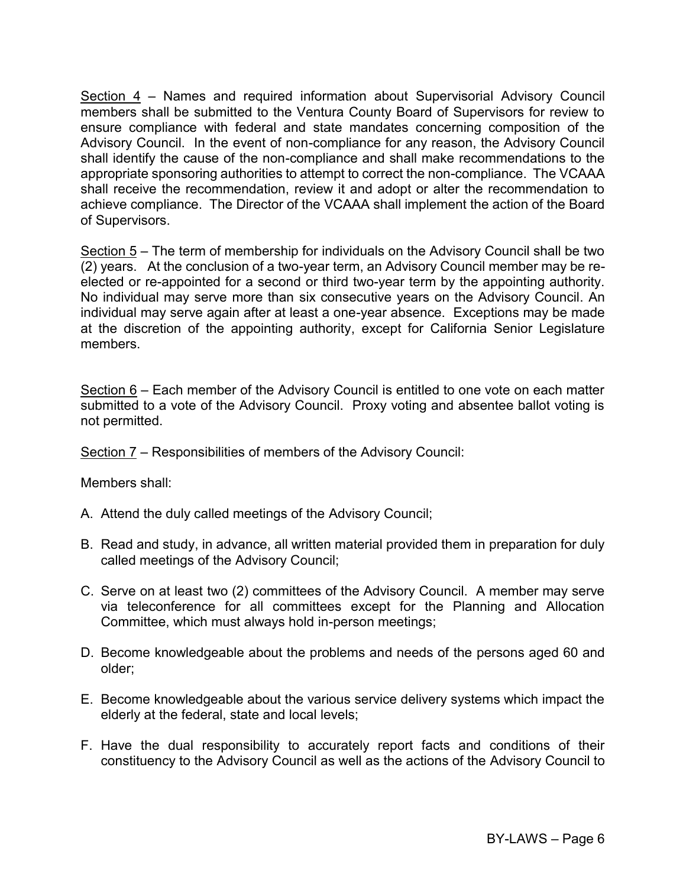<u>Section 4</u> – Names and required information about Supervisorial Advisory Council members shall be submitted to the Ventura County Board of Supervisors for review to ensure compliance with federal and state mandates concerning composition of the Advisory Council. In the event of non-compliance for any reason, the Advisory Council shall identify the cause of the non-compliance and shall make recommendations to the appropriate sponsoring authorities to attempt to correct the non-compliance. The VCAAA shall receive the recommendation, review it and adopt or alter the recommendation to achieve compliance. The Director of the VCAAA shall implement the action of the Board of Supervisors.

<u>Section 5</u> – The term of membership for individuals on the Advisory Council shall be two (2) years. At the conclusion of a two-year term, an Advisory Council member may be re-elected or re-appointed for a second or third two-year term by the appointing authority. No individual may serve more than six consecutive years on the Advisory Council. An individual may serve again after at least a one-year absence. Exceptions may be made at the discretion of the appointing authority, except for California Senior Legislature members.

<u>Section 6</u> – Each member of the Advisory Council is entitled to one vote on each matter submitted to a vote of the Advisory Council. Proxy voting and absentee ballot voting is not permitted.

<u>Section 7</u> – Responsibilities of members of the Advisory Council:

Members shall:

A. Attend the duly called meetings of the Advisory Council;

B. Read and study, in advance, all written material provided them in preparation for duly called meetings of the Advisory Council;

C. Serve on at least two (2) committees of the Advisory Council. A member may serve via teleconference for all committees except for the Planning and Allocation Committee, which must always hold in-person meetings;

D. Become knowledgeable about the problems and needs of the persons aged 60 and older;

E. Become knowledgeable about the various service delivery systems which impact the elderly at the federal, state and local levels;

F. Have the dual responsibility to accurately report facts and conditions of their constituency to the Advisory Council as well as the actions of the Advisory Council to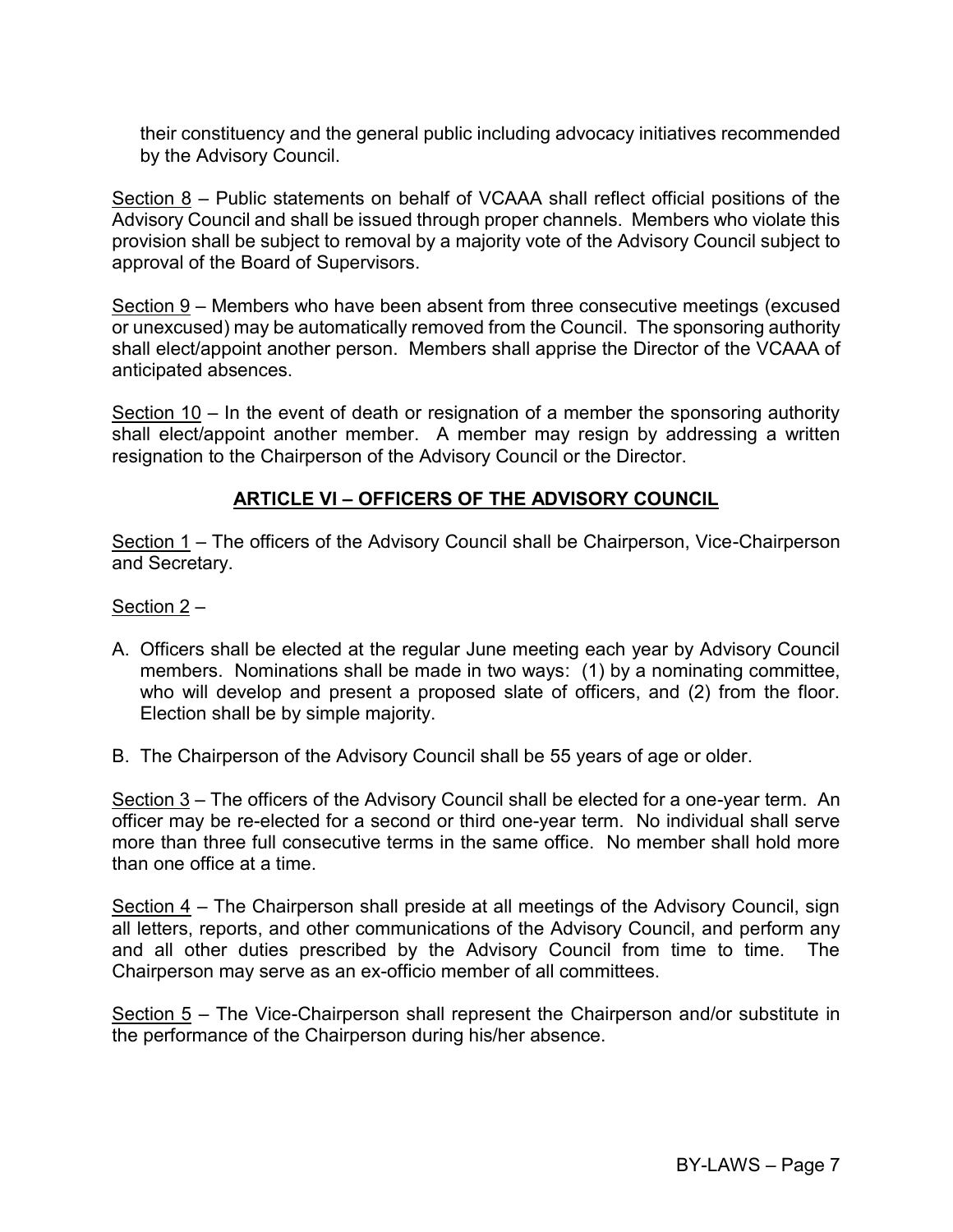their constituency and the general public including advocacy initiatives recommended by the Advisory Council.

Section 8 – Public statements on behalf of VCAAA shall reflect official positions of the Advisory Council and shall be issued through proper channels. Members who violate this provision shall be subject to removal by a majority vote of the Advisory Council subject to approval of the Board of Supervisors.

Section 9 – Members who have been absent from three consecutive meetings (excused or unexcused) may be automatically removed from the Council. The sponsoring authority shall elect/appoint another person. Members shall apprise the Director of the VCAAA of anticipated absences.

Section 10 – In the event of death or resignation of a member the sponsoring authority shall elect/appoint another member. A member may resign by addressing a written resignation to the Chairperson of the Advisory Council or the Director.

## ARTICLE VI – OFFICERS OF THE ADVISORY COUNCIL

Section 1 – The officers of the Advisory Council shall be Chairperson, Vice-Chairperson and Secretary.

Section 2 –

A. Officers shall be elected at the regular June meeting each year by Advisory Council members. Nominations shall be made in two ways: (1) by a nominating committee, who will develop and present a proposed slate of officers, and (2) from the floor. Election shall be by simple majority.

B. The Chairperson of the Advisory Council shall be 55 years of age or older.

Section 3 – The officers of the Advisory Council shall be elected for a one-year term. An officer may be re-elected for a second or third one-year term. No individual shall serve more than three full consecutive terms in the same office. No member shall hold more than one office at a time.

Section 4 – The Chairperson shall preside at all meetings of the Advisory Council, sign all letters, reports, and other communications of the Advisory Council, and perform any and all other duties prescribed by the Advisory Council from time to time. The Chairperson may serve as an ex-officio member of all committees.

Section 5 – The Vice-Chairperson shall represent the Chairperson and/or substitute in the performance of the Chairperson during his/her absence.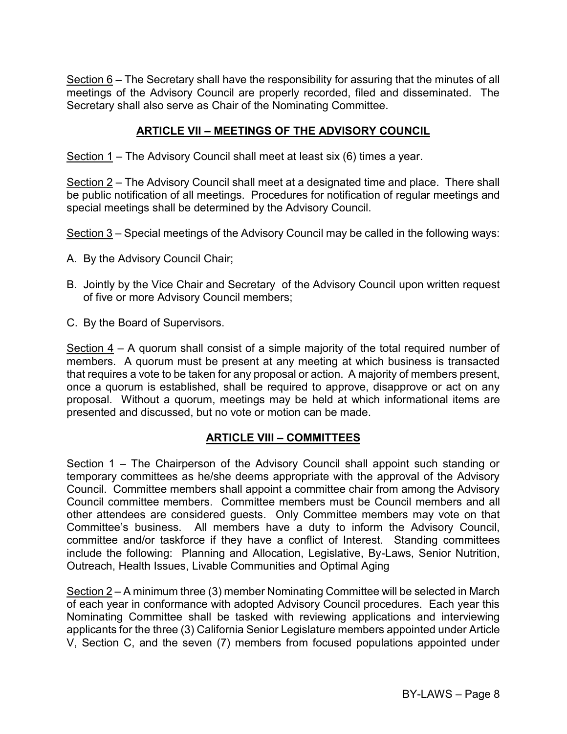<u>Section 6</u> – The Secretary shall have the responsibility for assuring that the minutes of all meetings of the Advisory Council are properly recorded, filed and disseminated. The Secretary shall also serve as Chair of the Nominating Committee.

## ARTICLE VII – MEETINGS OF THE ADVISORY COUNCIL

<u>Section 1</u> – The Advisory Council shall meet at least six (6) times a year.

<u>Section 2</u> – The Advisory Council shall meet at a designated time and place. There shall be public notification of all meetings. Procedures for notification of regular meetings and special meetings shall be determined by the Advisory Council.

<u>Section 3</u> – Special meetings of the Advisory Council may be called in the following ways:

A. By the Advisory Council Chair;

B. Jointly by the Vice Chair and Secretary of the Advisory Council upon written request of five or more Advisory Council members;

C. By the Board of Supervisors.

<u>Section 4</u> – A quorum shall consist of a simple majority of the total required number of members. A quorum must be present at any meeting at which business is transacted that requires a vote to be taken for any proposal or action. A majority of members present, once a quorum is established, shall be required to approve, disapprove or act on any proposal. Without a quorum, meetings may be held at which informational items are presented and discussed, but no vote or motion can be made.

## ARTICLE VIII – COMMITTEES

<u>Section 1</u> – The Chairperson of the Advisory Council shall appoint such standing or temporary committees as he/she deems appropriate with the approval of the Advisory Council. Committee members shall appoint a committee chair from among the Advisory Council committee members. Committee members must be Council members and all other attendees are considered guests. Only Committee members may vote on that Committee's business. All members have a duty to inform the Advisory Council, committee and/or taskforce if they have a conflict of Interest. Standing committees include the following: Planning and Allocation, Legislative, By-Laws, Senior Nutrition, Outreach, Health Issues, Livable Communities and Optimal Aging

<u>Section 2</u> – A minimum three (3) member Nominating Committee will be selected in March of each year in conformance with adopted Advisory Council procedures. Each year this Nominating Committee shall be tasked with reviewing applications and interviewing applicants for the three (3) California Senior Legislature members appointed under Article V, Section C, and the seven (7) members from focused populations appointed under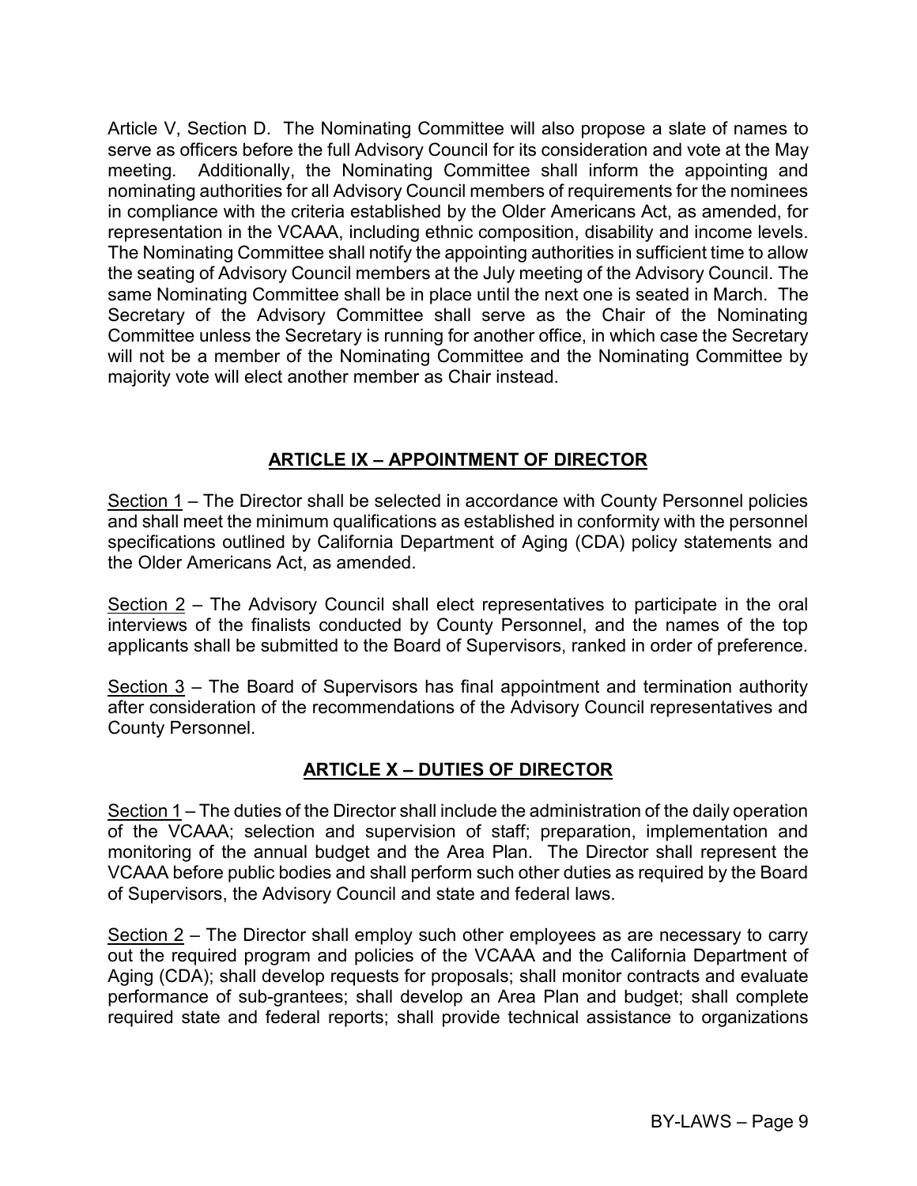Article V, Section D. The Nominating Committee will also propose a slate of names to serve as officers before the full Advisory Council for its consideration and vote at the May meeting. Additionally, the Nominating Committee shall inform the appointing and nominating authorities for all Advisory Council members of requirements for the nominees in compliance with the criteria established by the Older Americans Act, as amended, for representation in the VCAAA, including ethnic composition, disability and income levels. The Nominating Committee shall notify the appointing authorities in sufficient time to allow the seating of Advisory Council members at the July meeting of the Advisory Council. The same Nominating Committee shall be in place until the next one is seated in March. The Secretary of the Advisory Committee shall serve as the Chair of the Nominating Committee unless the Secretary is running for another office, in which case the Secretary will not be a member of the Nominating Committee and the Nominating Committee by majority vote will elect another member as Chair instead.

## ARTICLE IX – APPOINTMENT OF DIRECTOR

Section 1 – The Director shall be selected in accordance with County Personnel policies and shall meet the minimum qualifications as established in conformity with the personnel specifications outlined by California Department of Aging (CDA) policy statements and the Older Americans Act, as amended.

Section 2 – The Advisory Council shall elect representatives to participate in the oral interviews of the finalists conducted by County Personnel, and the names of the top applicants shall be submitted to the Board of Supervisors, ranked in order of preference.

Section 3 – The Board of Supervisors has final appointment and termination authority after consideration of the recommendations of the Advisory Council representatives and County Personnel.

## ARTICLE X – DUTIES OF DIRECTOR

Section 1 – The duties of the Director shall include the administration of the daily operation of the VCAAA; selection and supervision of staff; preparation, implementation and monitoring of the annual budget and the Area Plan. The Director shall represent the VCAAA before public bodies and shall perform such other duties as required by the Board of Supervisors, the Advisory Council and state and federal laws.

Section 2 – The Director shall employ such other employees as are necessary to carry out the required program and policies of the VCAAA and the California Department of Aging (CDA); shall develop requests for proposals; shall monitor contracts and evaluate performance of sub-grantees; shall develop an Area Plan and budget; shall complete required state and federal reports; shall provide technical assistance to organizations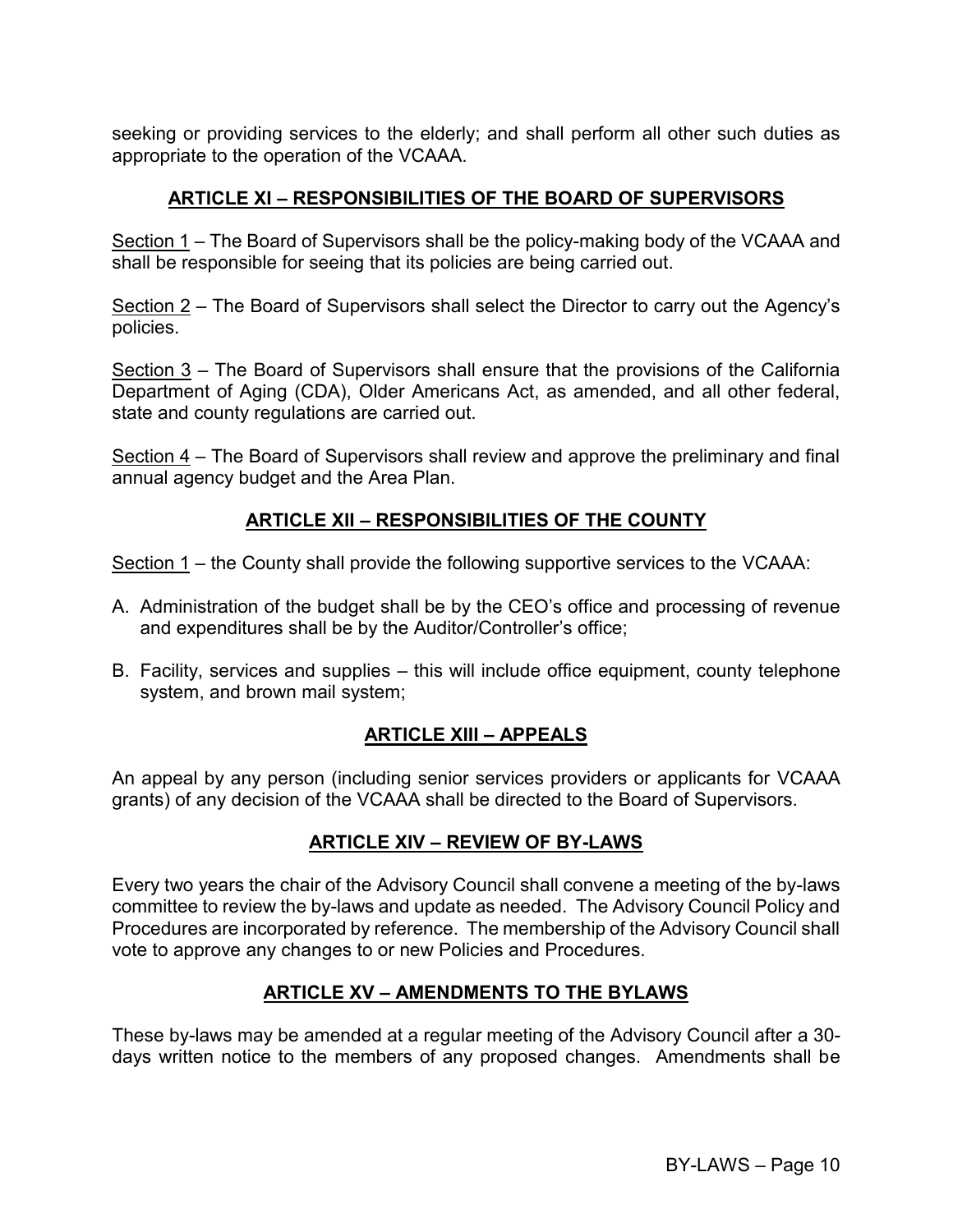seeking or providing services to the elderly; and shall perform all other such duties as appropriate to the operation of the VCAAA.

## ARTICLE XI – RESPONSIBILITIES OF THE BOARD OF SUPERVISORS

Section 1 – The Board of Supervisors shall be the policy-making body of the VCAAA and shall be responsible for seeing that its policies are being carried out.

Section 2 – The Board of Supervisors shall select the Director to carry out the Agency's policies.

Section 3 – The Board of Supervisors shall ensure that the provisions of the California Department of Aging (CDA), Older Americans Act, as amended, and all other federal, state and county regulations are carried out.

Section 4 – The Board of Supervisors shall review and approve the preliminary and final annual agency budget and the Area Plan.

## ARTICLE XII – RESPONSIBILITIES OF THE COUNTY

Section 1 – the County shall provide the following supportive services to the VCAAA:

A. Administration of the budget shall be by the CEO's office and processing of revenue and expenditures shall be by the Auditor/Controller's office;

B. Facility, services and supplies – this will include office equipment, county telephone system, and brown mail system;

## ARTICLE XIII – APPEALS

An appeal by any person (including senior services providers or applicants for VCAAA grants) of any decision of the VCAAA shall be directed to the Board of Supervisors.

## ARTICLE XIV – REVIEW OF BY-LAWS

Every two years the chair of the Advisory Council shall convene a meeting of the by-laws committee to review the by-laws and update as needed. The Advisory Council Policy and Procedures are incorporated by reference. The membership of the Advisory Council shall vote to approve any changes to or new Policies and Procedures.

## ARTICLE XV – AMENDMENTS TO THE BYLAWS

These by-laws may be amended at a regular meeting of the Advisory Council after a 30-days written notice to the members of any proposed changes. Amendments shall be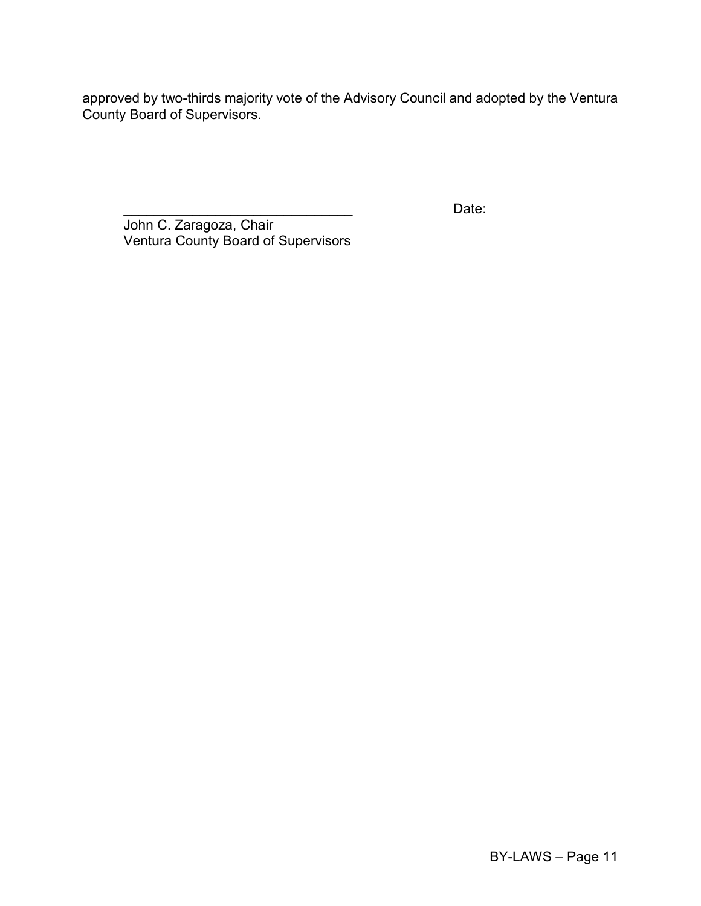approved by two-thirds majority vote of the Advisory Council and adopted by the Ventura County Board of Supervisors.

_______________________________ Date:

John C. Zaragoza, Chair
Ventura County Board of Supervisors